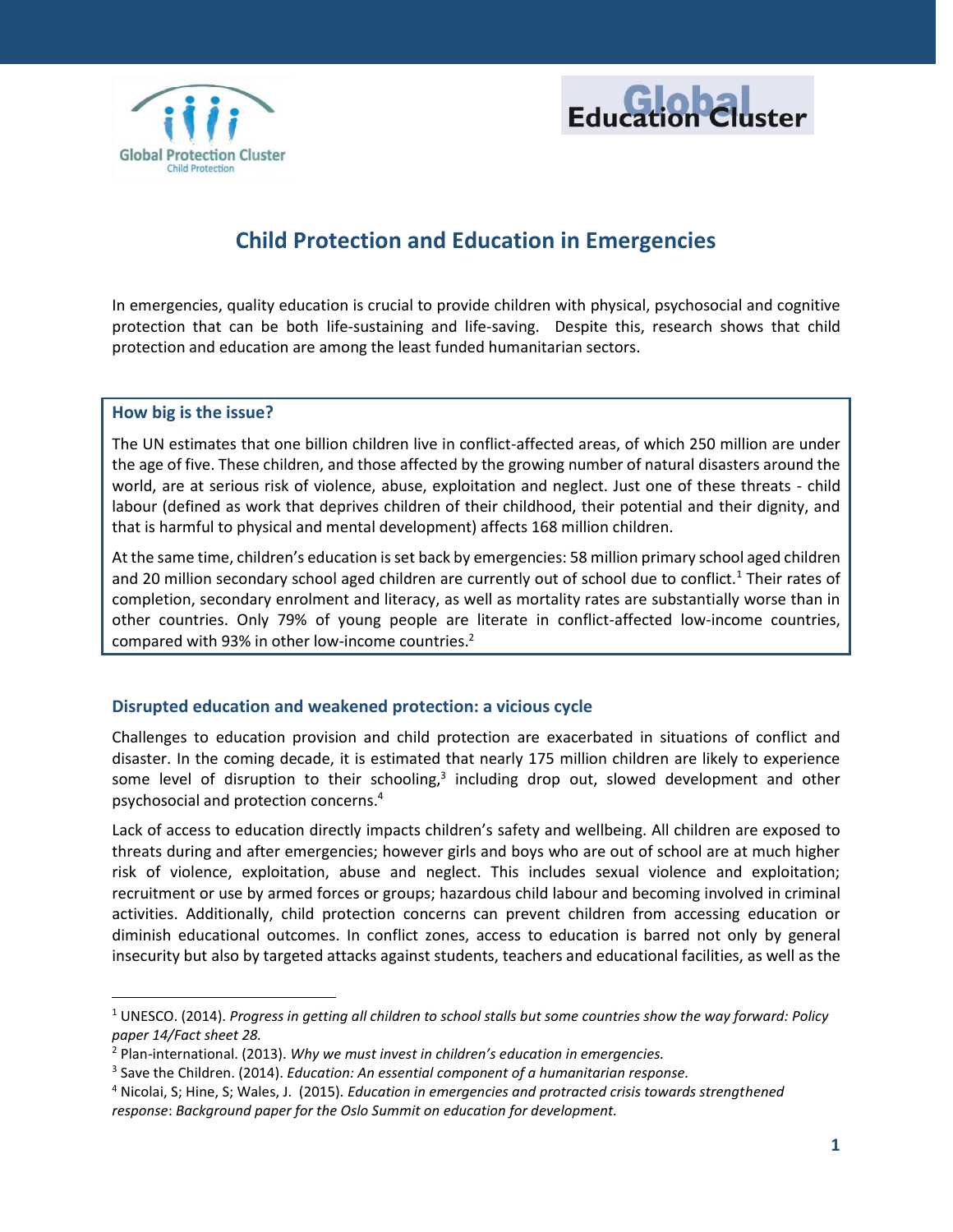# Child Protection and Education in Emergencies

In emergencies, quality education is crucial to provide children with physical, psychosocial and cognitive protection that can be both life-sustaining and life-saving. Despite this, research shows that child protection and education are among the least funded humanitarian sectors.

### How big is the issue?

The UN estimates that one billion children live in conflict-affected areas, of which 250 million are under the age of five. These children, and those affected by the growing number of natural disasters around the world, are at serious risk of violence, abuse, exploitation and neglect. Just one of these threats - child labour (defined as work that deprives children of their childhood, their potential and their dignity, and that is harmful to physical and mental development) affects 168 million children.

At the same time, children's education is set back by emergencies: 58 million primary school aged children and 20 million secondary school aged children are currently out of school due to conflict.[1] Their rates of completion, secondary enrolment and literacy, as well as mortality rates are substantially worse than in other countries. Only 79% of young people are literate in conflict-affected low-income countries, compared with 93% in other low-income countries.[2]

## Disrupted education and weakened protection: a vicious cycle

Challenges to education provision and child protection are exacerbated in situations of conflict and disaster. In the coming decade, it is estimated that nearly 175 million children are likely to experience some level of disruption to their schooling,[3] including drop out, slowed development and other psychosocial and protection concerns.[4]

Lack of access to education directly impacts children's safety and wellbeing. All children are exposed to threats during and after emergencies; however girls and boys who are out of school are at much higher risk of violence, exploitation, abuse and neglect. This includes sexual violence and exploitation; recruitment or use by armed forces or groups; hazardous child labour and becoming involved in criminal activities. Additionally, child protection concerns can prevent children from accessing education or diminish educational outcomes. In conflict zones, access to education is barred not only by general insecurity but also by targeted attacks against students, teachers and educational facilities, as well as the

---

[1] UNESCO. (2014). *Progress in getting all children to school stalls but some countries show the way forward: Policy paper 14/Fact sheet 28.*

[2] Plan-international. (2013). *Why we must invest in children's education in emergencies.*

[3] Save the Children. (2014). *Education: An essential component of a humanitarian response.*

[4] Nicolai, S; Hine, S; Wales, J. (2015). *Education in emergencies and protracted crisis towards strengthened response*: *Background paper for the Oslo Summit on education for development.*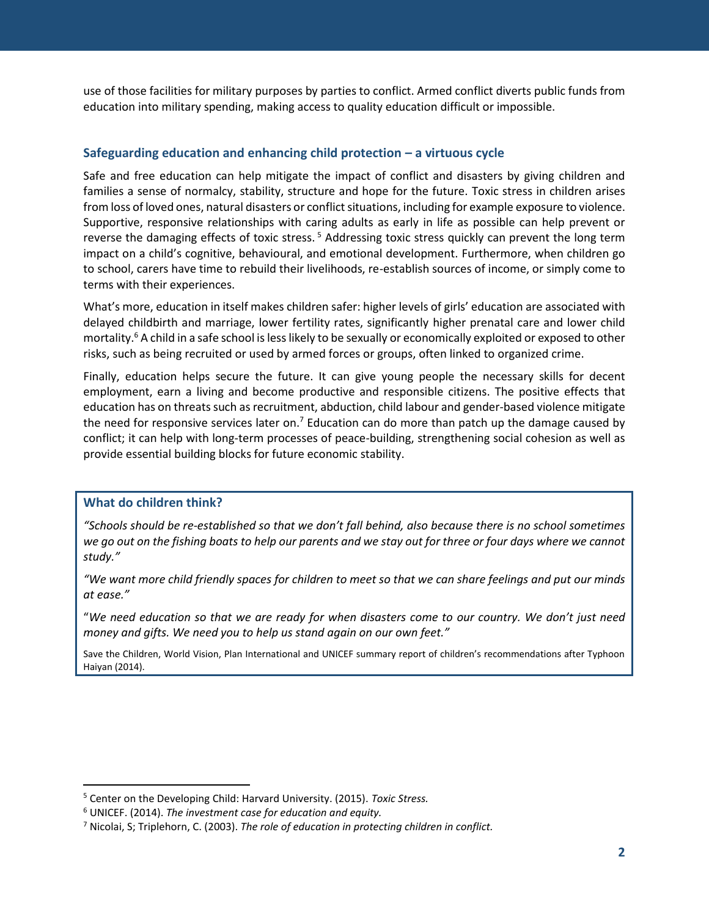use of those facilities for military purposes by parties to conflict. Armed conflict diverts public funds from education into military spending, making access to quality education difficult or impossible.

### Safeguarding education and enhancing child protection – a virtuous cycle

Safe and free education can help mitigate the impact of conflict and disasters by giving children and families a sense of normalcy, stability, structure and hope for the future. Toxic stress in children arises from loss of loved ones, natural disasters or conflict situations, including for example exposure to violence. Supportive, responsive relationships with caring adults as early in life as possible can help prevent or reverse the damaging effects of toxic stress.[5] Addressing toxic stress quickly can prevent the long term impact on a child's cognitive, behavioural, and emotional development. Furthermore, when children go to school, carers have time to rebuild their livelihoods, re-establish sources of income, or simply come to terms with their experiences.

What's more, education in itself makes children safer: higher levels of girls' education are associated with delayed childbirth and marriage, lower fertility rates, significantly higher prenatal care and lower child mortality.[6] A child in a safe school is less likely to be sexually or economically exploited or exposed to other risks, such as being recruited or used by armed forces or groups, often linked to organized crime.

Finally, education helps secure the future. It can give young people the necessary skills for decent employment, earn a living and become productive and responsible citizens. The positive effects that education has on threats such as recruitment, abduction, child labour and gender-based violence mitigate the need for responsive services later on.[7] Education can do more than patch up the damage caused by conflict; it can help with long-term processes of peace-building, strengthening social cohesion as well as provide essential building blocks for future economic stability.

### What do children think?

*"Schools should be re-established so that we don't fall behind, also because there is no school sometimes we go out on the fishing boats to help our parents and we stay out for three or four days where we cannot study."*

*"We want more child friendly spaces for children to meet so that we can share feelings and put our minds at ease."*

"*We need education so that we are ready for when disasters come to our country. We don't just need money and gifts. We need you to help us stand again on our own feet."*

Save the Children, World Vision, Plan International and UNICEF summary report of children's recommendations after Typhoon Haiyan (2014).

---

[5] Center on the Developing Child: Harvard University. (2015). *Toxic Stress.*

[6] UNICEF. (2014). *The investment case for education and equity.*

[7] Nicolai, S; Triplehorn, C. (2003). *The role of education in protecting children in conflict.*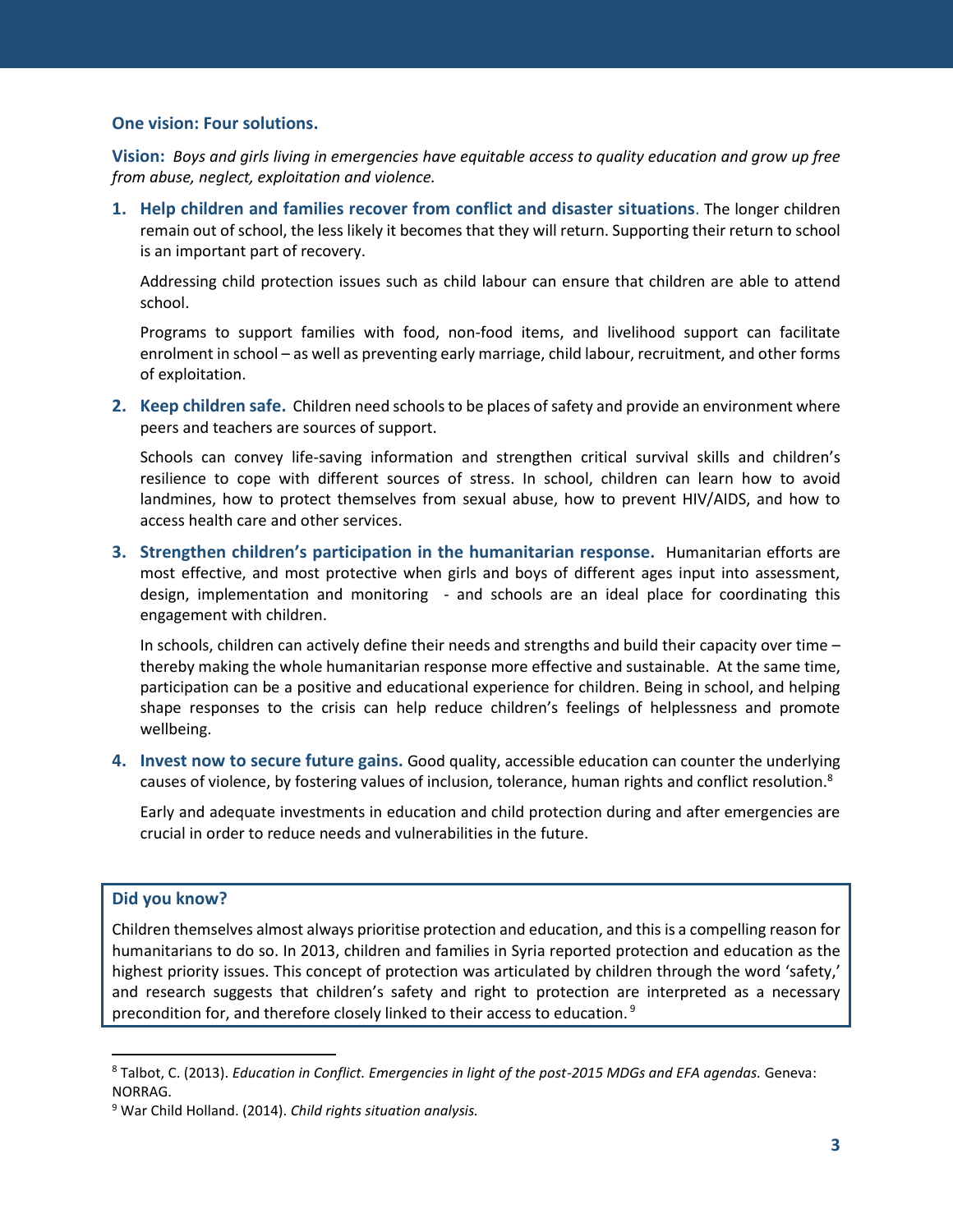**One vision: Four solutions.**

**Vision:** *Boys and girls living in emergencies have equitable access to quality education and grow up free from abuse, neglect, exploitation and violence.*

1. **Help children and families recover from conflict and disaster situations**. The longer children remain out of school, the less likely it becomes that they will return. Supporting their return to school is an important part of recovery.

   Addressing child protection issues such as child labour can ensure that children are able to attend school.

   Programs to support families with food, non-food items, and livelihood support can facilitate enrolment in school – as well as preventing early marriage, child labour, recruitment, and other forms of exploitation.

2. **Keep children safe.** Children need schools to be places of safety and provide an environment where peers and teachers are sources of support.

   Schools can convey life-saving information and strengthen critical survival skills and children's resilience to cope with different sources of stress. In school, children can learn how to avoid landmines, how to protect themselves from sexual abuse, how to prevent HIV/AIDS, and how to access health care and other services.

3. **Strengthen children's participation in the humanitarian response.** Humanitarian efforts are most effective, and most protective when girls and boys of different ages input into assessment, design, implementation and monitoring - and schools are an ideal place for coordinating this engagement with children.

   In schools, children can actively define their needs and strengths and build their capacity over time – thereby making the whole humanitarian response more effective and sustainable. At the same time, participation can be a positive and educational experience for children. Being in school, and helping shape responses to the crisis can help reduce children's feelings of helplessness and promote wellbeing.

4. **Invest now to secure future gains.** Good quality, accessible education can counter the underlying causes of violence, by fostering values of inclusion, tolerance, human rights and conflict resolution.[8]

   Early and adequate investments in education and child protection during and after emergencies are crucial in order to reduce needs and vulnerabilities in the future.

**Did you know?**

Children themselves almost always prioritise protection and education, and this is a compelling reason for humanitarians to do so. In 2013, children and families in Syria reported protection and education as the highest priority issues. This concept of protection was articulated by children through the word 'safety,' and research suggests that children's safety and right to protection are interpreted as a necessary precondition for, and therefore closely linked to their access to education.[9]

---

[8] Talbot, C. (2013). *Education in Conflict. Emergencies in light of the post-2015 MDGs and EFA agendas.* Geneva: NORRAG.

[9] War Child Holland. (2014). *Child rights situation analysis.*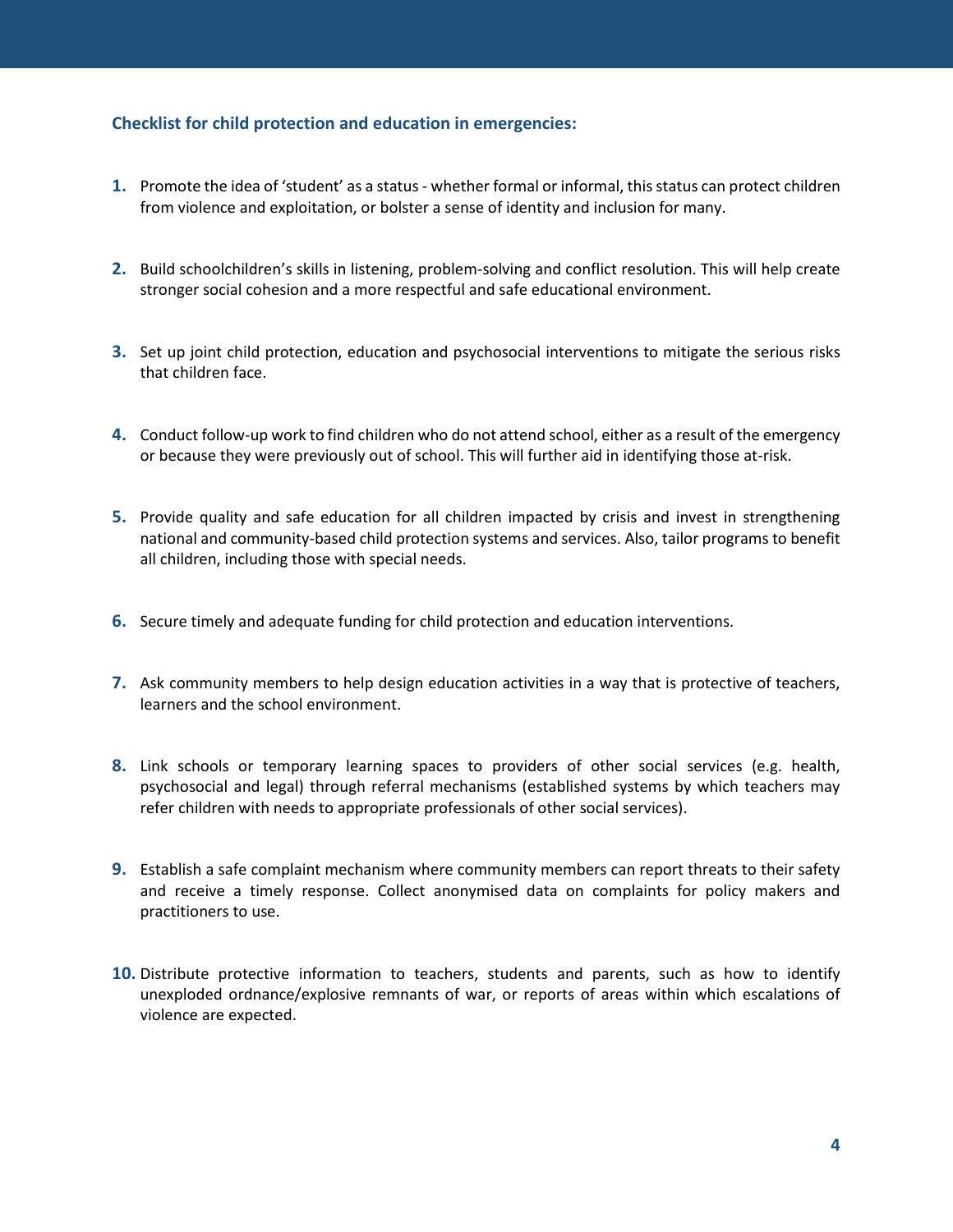### Checklist for child protection and education in emergencies:

1. Promote the idea of 'student' as a status - whether formal or informal, this status can protect children from violence and exploitation, or bolster a sense of identity and inclusion for many.

2. Build schoolchildren's skills in listening, problem-solving and conflict resolution. This will help create stronger social cohesion and a more respectful and safe educational environment.

3. Set up joint child protection, education and psychosocial interventions to mitigate the serious risks that children face.

4. Conduct follow-up work to find children who do not attend school, either as a result of the emergency or because they were previously out of school. This will further aid in identifying those at-risk.

5. Provide quality and safe education for all children impacted by crisis and invest in strengthening national and community-based child protection systems and services. Also, tailor programs to benefit all children, including those with special needs.

6. Secure timely and adequate funding for child protection and education interventions.

7. Ask community members to help design education activities in a way that is protective of teachers, learners and the school environment.

8. Link schools or temporary learning spaces to providers of other social services (e.g. health, psychosocial and legal) through referral mechanisms (established systems by which teachers may refer children with needs to appropriate professionals of other social services).

9. Establish a safe complaint mechanism where community members can report threats to their safety and receive a timely response. Collect anonymised data on complaints for policy makers and practitioners to use.

10. Distribute protective information to teachers, students and parents, such as how to identify unexploded ordnance/explosive remnants of war, or reports of areas within which escalations of violence are expected.